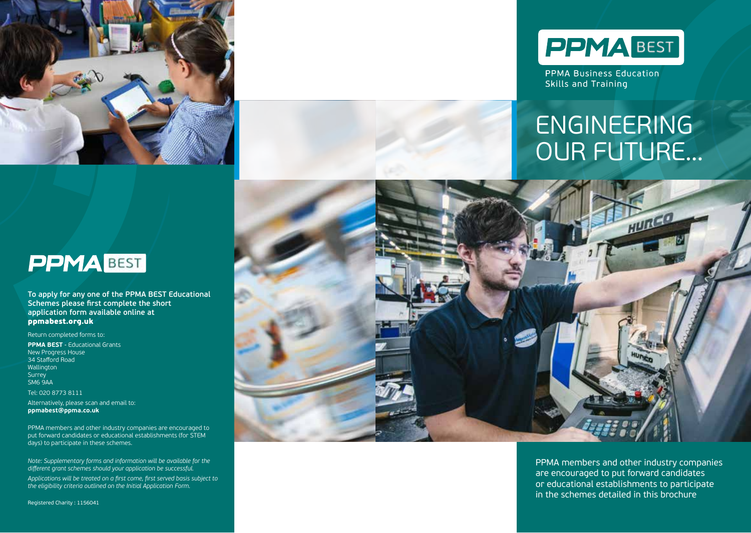PPMA BEST

PPMA Business Education Skills and Training

# ENGINEERING OUR FUTURE...

PPMA members and other industry companies are encouraged to put forward candidates or educational establishments to participate in the schemes detailed in this brochure

PPMA BEST

**To apply for any one of the PPMA BEST Educational Schemes please first complete the short application form available online at ppmabest.org.uk**

Return completed forms to:

**PPMA BEST** - Educational Grants
New Progress House
34 Stafford Road
Wallington
Surrey
SM6 9AA

Tel: 020 8773 8111

Alternatively, please scan and email to:
**ppmabest@ppma.co.uk**

PPMA members and other industry companies are encouraged to put forward candidates or educational establishments (for STEM days) to participate in these schemes.

*Note: Supplementary forms and information will be available for the different grant schemes should your application be successful.*

*Applications will be treated on a first come, first served basis subject to the eligibility criteria outlined on the Initial Application Form.*

Registered Charity : 1156041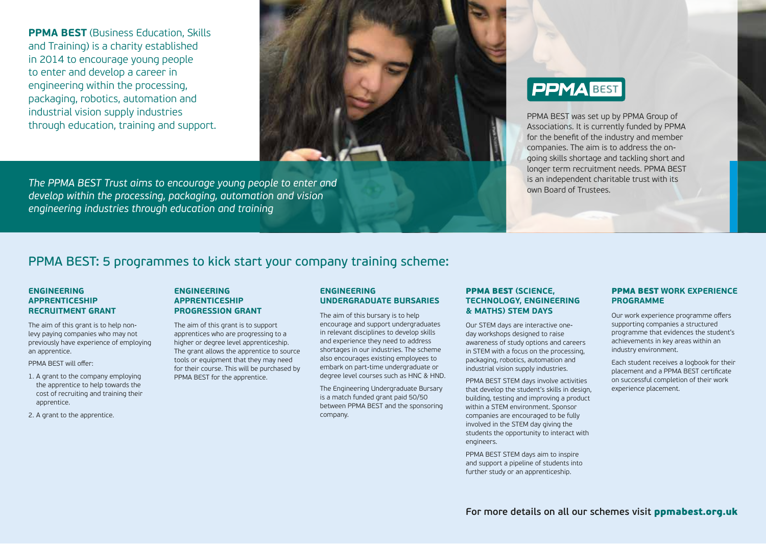**PPMA BEST** (Business Education, Skills and Training) is a charity established in 2014 to encourage young people to enter and develop a career in engineering within the processing, packaging, robotics, automation and industrial vision supply industries through education, training and support.

*The PPMA BEST Trust aims to encourage young people to enter and develop within the processing, packaging, automation and vision engineering industries through education and training*

PPMA BEST was set up by PPMA Group of Associations. It is currently funded by PPMA for the benefit of the industry and member companies. The aim is to address the on-going skills shortage and tackling short and longer term recruitment needs. PPMA BEST is an independent charitable trust with its own Board of Trustees.

## PPMA BEST: 5 programmes to kick start your company training scheme:

### ENGINEERING APPRENTICESHIP RECRUITMENT GRANT

The aim of this grant is to help non-levy paying companies who may not previously have experience of employing an apprentice.

PPMA BEST will offer:

1. A grant to the company employing the apprentice to help towards the cost of recruiting and training their apprentice.
2. A grant to the apprentice.

### ENGINEERING APPRENTICESHIP PROGRESSION GRANT

The aim of this grant is to support apprentices who are progressing to a higher or degree level apprenticeship. The grant allows the apprentice to source tools or equipment that they may need for their course. This will be purchased by PPMA BEST for the apprentice.

### ENGINEERING UNDERGRADUATE BURSARIES

The aim of this bursary is to help encourage and support undergraduates in relevant disciplines to develop skills and experience they need to address shortages in our industries. The scheme also encourages existing employees to embark on part-time undergraduate or degree level courses such as HNC & HND.

The Engineering Undergraduate Bursary is a match funded grant paid 50/50 between PPMA BEST and the sponsoring company.

### PPMA BEST (SCIENCE, TECHNOLOGY, ENGINEERING & MATHS) STEM DAYS

Our STEM days are interactive one-day workshops designed to raise awareness of study options and careers in STEM with a focus on the processing, packaging, robotics, automation and industrial vision supply industries.

PPMA BEST STEM days involve activities that develop the student's skills in design, building, testing and improving a product within a STEM environment. Sponsor companies are encouraged to be fully involved in the STEM day giving the students the opportunity to interact with engineers.

PPMA BEST STEM days aim to inspire and support a pipeline of students into further study or an apprenticeship.

### PPMA BEST WORK EXPERIENCE PROGRAMME

Our work experience programme offers supporting companies a structured programme that evidences the student's achievements in key areas within an industry environment.

Each student receives a logbook for their placement and a PPMA BEST certificate on successful completion of their work experience placement.

For more details on all our schemes visit **ppmabest.org.uk**